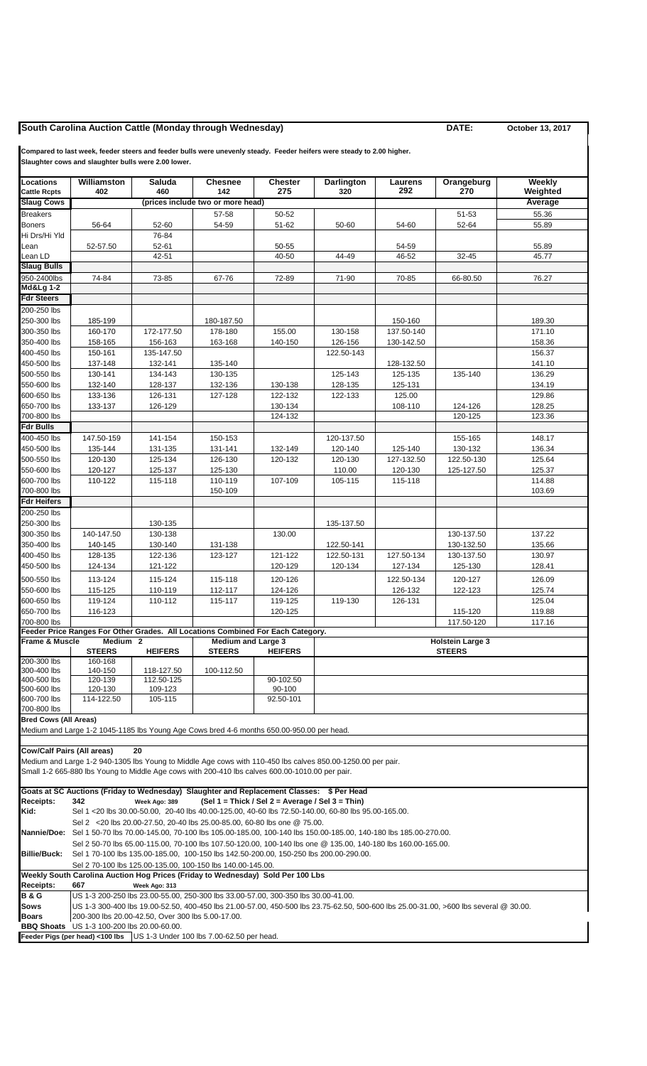# South Carolina Auction Cattle (Monday through Wednesday)

**DATE: October 13, 2017**

**Compared to last week, feeder steers and feeder bulls were unevenly steady. Feeder heifers were steady to 2.00 higher.**
**Slaughter cows and slaughter bulls were 2.00 lower.**

| Locations / Cattle Rcpts | Williamston 402 | Saluda 460 | Chesnee 142 | Chester 275 | Darlington 320 | Laurens 292 | Orangeburg 270 | Weekly Weighted |
|---|---|---|---|---|---|---|---|---|
| **Slaug Cows** | | | (prices include two or more head) | | | | | **Average** |
| Breakers | | | 57-58 | 50-52 | | | 51-53 | 55.36 |
| Boners | 56-64 | 52-60 | 54-59 | 51-62 | 50-60 | 54-60 | 52-64 | 55.89 |
| Hi Drs/Hi Yld | | 76-84 | | | | | | |
| Lean | 52-57.50 | 52-61 | | 50-55 | | 54-59 | | 55.89 |
| Lean LD | | 42-51 | | 40-50 | 44-49 | 46-52 | 32-45 | 45.77 |
| **Slaug Bulls** | | | | | | | | |
| 950-2400lbs | 74-84 | 73-85 | 67-76 | 72-89 | 71-90 | 70-85 | 66-80.50 | 76.27 |
| **Md&Lg 1-2** | | | | | | | | |
| **Fdr Steers** | | | | | | | | |
| 200-250 lbs | | | | | | | | |
| 250-300 lbs | 185-199 | | 180-187.50 | | | 150-160 | | 189.30 |
| 300-350 lbs | 160-170 | 172-177.50 | 178-180 | 155.00 | 130-158 | 137.50-140 | | 171.10 |
| 350-400 lbs | 158-165 | 156-163 | 163-168 | 140-150 | 126-156 | 130-142.50 | | 158.36 |
| 400-450 lbs | 150-161 | 135-147.50 | | | 122.50-143 | | | 156.37 |
| 450-500 lbs | 137-148 | 132-141 | 135-140 | | | 128-132.50 | | 141.10 |
| 500-550 lbs | 130-141 | 134-143 | 130-135 | | 125-143 | 125-135 | 135-140 | 136.29 |
| 550-600 lbs | 132-140 | 128-137 | 132-136 | 130-138 | 128-135 | 125-131 | | 134.19 |
| 600-650 lbs | 133-136 | 126-131 | 127-128 | 122-132 | 122-133 | 125.00 | | 129.86 |
| 650-700 lbs | 133-137 | 126-129 | | 130-134 | | 108-110 | 124-126 | 128.25 |
| 700-800 lbs | | | | 124-132 | | | 120-125 | 123.36 |
| **Fdr Bulls** | | | | | | | | |
| 400-450 lbs | 147.50-159 | 141-154 | 150-153 | | 120-137.50 | | 155-165 | 148.17 |
| 450-500 lbs | 135-144 | 131-135 | 131-141 | 132-149 | 120-140 | 125-140 | 130-132 | 136.34 |
| 500-550 lbs | 120-130 | 125-134 | 126-130 | 120-132 | 120-130 | 127-132.50 | 122.50-130 | 125.64 |
| 550-600 lbs | 120-127 | 125-137 | 125-130 | | 110.00 | 120-130 | 125-127.50 | 125.37 |
| 600-700 lbs | 110-122 | 115-118 | 110-119 | 107-109 | 105-115 | 115-118 | | 114.88 |
| 700-800 lbs | | | 150-109 | | | | | 103.69 |
| **Fdr Heifers** | | | | | | | | |
| 200-250 lbs | | | | | | | | |
| 250-300 lbs | | 130-135 | | | 135-137.50 | | | |
| 300-350 lbs | 140-147.50 | 130-138 | | 130.00 | | | 130-137.50 | 137.22 |
| 350-400 lbs | 140-145 | 130-140 | 131-138 | | 122.50-141 | | 130-132.50 | 135.66 |
| 400-450 lbs | 128-135 | 122-136 | 123-127 | 121-122 | 122.50-131 | 127.50-134 | 130-137.50 | 130.97 |
| 450-500 lbs | 124-134 | 121-122 | | 120-129 | 120-134 | 127-134 | 125-130 | 128.41 |
| 500-550 lbs | 113-124 | 115-124 | 115-118 | 120-126 | | 122.50-134 | 120-127 | 126.09 |
| 550-600 lbs | 115-125 | 110-119 | 112-117 | 124-126 | | 126-132 | 122-123 | 125.74 |
| 600-650 lbs | 119-124 | 110-112 | 115-117 | 119-125 | 119-130 | 126-131 | | 125.04 |
| 650-700 lbs | 116-123 | | | 120-125 | | | 115-120 | 119.88 |
| 700-800 lbs | | | | | | | 117.50-120 | 117.16 |

**Feeder Price Ranges For Other Grades. All Locations Combined For Each Category.**

| Frame & Muscle | Medium 2 STEERS | Medium 2 HEIFERS | Medium and Large 3 STEERS | Medium and Large 3 HEIFERS | Holstein Large 3 STEERS |
|---|---|---|---|---|---|
| 200-300 lbs | 160-168 | | | | |
| 300-400 lbs | 140-150 | 118-127.50 | 100-112.50 | | |
| 400-500 lbs | 120-139 | 112.50-125 | | 90-102.50 | |
| 500-600 lbs | 120-130 | 109-123 | | 90-100 | |
| 600-700 lbs | 114-122.50 | 105-115 | | 92.50-101 | |
| 700-800 lbs | | | | | |

**Bred Cows (All Areas)**

Medium and Large 1-2 1045-1185 lbs Young Age Cows bred 4-6 months 650.00-950.00 per head.

**Cow/Calf Pairs (All areas)** 20

Medium and Large 1-2 940-1305 lbs Young to Middle Age cows with 110-450 lbs calves 850.00-1250.00 per pair.
Small 1-2 665-880 lbs Young to Middle Age cows with 200-410 lbs calves 600.00-1010.00 per pair.

**Goats at SC Auctions (Friday to Wednesday) Slaughter and Replacement Classes: $ Per Head**

**Receipts:** 342 Week Ago: 389 (Sel 1 = Thick / Sel 2 = Average / Sel 3 = Thin)

**Kid:** Sel 1 <20 lbs 30.00-50.00, 20-40 lbs 40.00-125.00, 40-60 lbs 72.50-140.00, 60-80 lbs 95.00-165.00.
Sel 2 <20 lbs 20.00-27.50, 20-40 lbs 25.00-85.00, 60-80 lbs one @ 75.00.

**Nannie/Doe:** Sel 1 50-70 lbs 70.00-145.00, 70-100 lbs 105.00-185.00, 100-140 lbs 150.00-185.00, 140-180 lbs 185.00-270.00.
Sel 2 50-70 lbs 65.00-115.00, 70-100 lbs 107.50-120.00, 100-140 lbs one @ 135.00, 140-180 lbs 160.00-165.00.

**Billie/Buck:** Sel 1 70-100 lbs 135.00-185.00, 100-150 lbs 142.50-200.00, 150-250 lbs 200.00-290.00.
Sel 2 70-100 lbs 125.00-135.00, 100-150 lbs 140.00-145.00.

**Weekly South Carolina Auction Hog Prices (Friday to Wednesday) Sold Per 100 Lbs**

**Receipts:** 667 Week Ago: 313

**B & G** US 1-3 200-250 lbs 23.00-55.00, 250-300 lbs 33.00-57.00, 300-350 lbs 30.00-41.00.

**Sows** US 1-3 300-400 lbs 19.00-52.50, 400-450 lbs 21.00-57.00, 450-500 lbs 23.75-62.50, 500-600 lbs 25.00-31.00, >600 lbs several @ 30.00.

**Boars** 200-300 lbs 20.00-42.50, Over 300 lbs 5.00-17.00.

**BBQ Shoats** US 1-3 100-200 lbs 20.00-60.00.

**Feeder Pigs (per head) <100 lbs** US 1-3 Under 100 lbs 7.00-62.50 per head.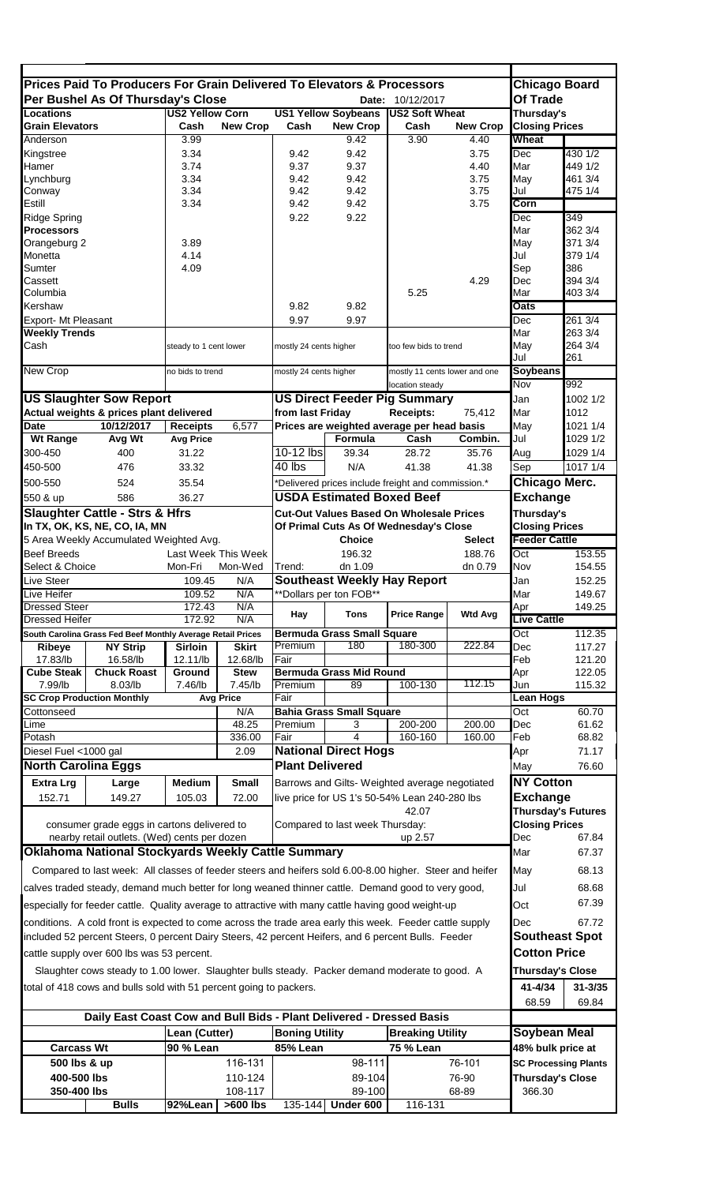## Prices Paid To Producers For Grain Delivered To Elevators & Processors

**Per Bushel As Of Thursday's Close** Date: 10/12/2017

| Locations | US2 Yellow Corn | | US1 Yellow Soybeans | | US2 Soft Wheat | |
|---|---|---|---|---|---|---|
| **Grain Elevators** | **Cash** | **New Crop** | **Cash** | **New Crop** | **Cash** | **New Crop** |
| Anderson | 3.99 | | | 9.42 | 3.90 | 4.40 |
| Kingstree | 3.34 | | 9.42 | 9.42 | | 3.75 |
| Hamer | 3.74 | | 9.37 | 9.37 | | 4.40 |
| Lynchburg | 3.34 | | 9.42 | 9.42 | | 3.75 |
| Conway | 3.34 | | 9.42 | 9.42 | | 3.75 |
| Estill | 3.34 | | 9.42 | 9.42 | | 3.75 |
| Ridge Spring | | | 9.22 | 9.22 | | |
| **Processors** | | | | | | |
| Orangeburg 2 | 3.89 | | | | | |
| Monetta | 4.14 | | | | | |
| Sumter | 4.09 | | | | | |
| Cassett | | | | | | 4.29 |
| Columbia | | | | | 5.25 | |
| Kershaw | | | 9.82 | 9.82 | | |
| Export- Mt Pleasant | | | 9.97 | 9.97 | | |
| **Weekly Trends** | | | | | | |
| Cash | steady to 1 cent lower | | mostly 24 cents higher | | too few bids to trend | |
| New Crop | no bids to trend | | mostly 24 cents higher | | mostly 11 cents lower and one location steady | |

## Chicago Board Of Trade

**Thursday's Closing Prices**

| | |
|---|---|
| **Wheat** | |
| Dec | 430 1/2 |
| Mar | 449 1/2 |
| May | 461 3/4 |
| Jul | 475 1/4 |
| **Corn** | |
| Dec | 349 |
| Mar | 362 3/4 |
| May | 371 3/4 |
| Jul | 379 1/4 |
| Sep | 386 |
| Dec | 394 3/4 |
| Mar | 403 3/4 |
| **Oats** | |
| Dec | 261 3/4 |
| Mar | 263 3/4 |
| May | 264 3/4 |
| Jul | 261 |
| **Soybeans** | |
| Nov | 992 |
| Jan | 1002 1/2 |
| Mar | 1012 |
| May | 1021 1/4 |
| Jul | 1029 1/2 |
| Aug | 1029 1/4 |
| Sep | 1017 1/4 |

## US Slaughter Sow Report

**Actual weights & prices plant delivered**

| Date | 10/12/2017 | Receipts | 6,577 |
|---|---|---|---|
| **Wt Range** | **Avg Wt** | **Avg Price** | |
| 300-450 | 400 | 31.22 | |
| 450-500 | 476 | 33.32 | |
| 500-550 | 524 | 35.54 | |
| 550 & up | 586 | 36.27 | |

## US Direct Feeder Pig Summary

from last Friday — Receipts: 75,412

Prices are weighted average per head basis

| | Formula | Cash | Combin. |
|---|---|---|---|
| 10-12 lbs | 39.34 | 28.72 | 35.76 |
| 40 lbs | N/A | 41.38 | 41.38 |

*Delivered prices include freight and commission.*

## Slaughter Cattle - Strs & Hfrs

**In TX, OK, KS, NE, CO, IA, MN**

5 Area Weekly Accumulated Weighted Avg.

| Beef Breeds | Last Week | This Week |
|---|---|---|
| Select & Choice | Mon-Fri | Mon-Wed |
| Live Steer | 109.45 | N/A |
| Live Heifer | 109.52 | N/A |
| Dressed Steer | 172.43 | N/A |
| Dressed Heifer | 172.92 | N/A |

## USDA Estimated Boxed Beef

**Cut-Out Values Based On Wholesale Prices Of Primal Cuts As Of Wednesday's Close**

| | Choice | Select |
|---|---|---|
| | 196.32 | 188.76 |
| Trend: | dn 1.09 | dn 0.79 |

## South Carolina Grass Fed Beef Monthly Average Retail Prices

| Ribeye | NY Strip | Sirloin | Skirt |
|---|---|---|---|
| 17.83/lb | 16.58/lb | 12.11/lb | 12.68/lb |
| **Cube Steak** | **Chuck Roast** | **Ground** | **Stew** |
| 7.99/lb | 8.03/lb | 7.46/lb | 7.45/lb |

## SC Crop Production Monthly

| | Avg Price |
|---|---|
| Cottonseed | N/A |
| Lime | 48.25 |
| Potash | 336.00 |
| Diesel Fuel <1000 gal | 2.09 |

## Southeast Weekly Hay Report

**Dollars per ton FOB**

| Hay | Tons | Price Range | Wtd Avg |
|---|---|---|---|
| **Bermuda Grass Small Square** | | | |
| Premium | 180 | 180-300 | 222.84 |
| Fair | | | |
| **Bermuda Grass Mid Round** | | | |
| Premium | 89 | 100-130 | 112.15 |
| Fair | | | |
| **Bahia Grass Small Square** | | | |
| Premium | 3 | 200-200 | 200.00 |
| Fair | 4 | 160-160 | 160.00 |

## Chicago Merc. Exchange

**Thursday's Closing Prices**

| | |
|---|---|
| **Feeder Cattle** | |
| Oct | 153.55 |
| Nov | 154.55 |
| Jan | 152.25 |
| Mar | 149.67 |
| Apr | 149.25 |
| **Live Cattle** | |
| Oct | 112.35 |
| Dec | 117.27 |
| Feb | 121.20 |
| Apr | 122.05 |
| Jun | 115.32 |
| **Lean Hogs** | |
| Oct | 60.70 |
| Dec | 61.62 |
| Feb | 68.82 |
| Apr | 71.17 |
| May | 76.60 |

## North Carolina Eggs

| Extra Lrg | Large | Medium | Small |
|---|---|---|---|
| 152.71 | 149.27 | 105.03 | 72.00 |

consumer grade eggs in cartons delivered to nearby retail outlets. (Wed) cents per dozen

## National Direct Hogs

**Plant Delivered**

Barrows and Gilts- Weighted average negotiated live price for US 1's 50-54% Lean 240-280 lbs: 42.07

Compared to last week Thursday: up 2.57

## NY Cotton Exchange

**Thursday's Futures Closing Prices**

| | |
|---|---|
| Dec | 67.84 |
| Mar | 67.37 |
| May | 68.13 |
| Jul | 68.68 |
| Oct | 67.39 |
| Dec | 67.72 |

## Oklahoma National Stockyards Weekly Cattle Summary

Compared to last week: All classes of feeder steers and heifers sold 6.00-8.00 higher. Steer and heifer calves traded steady, demand much better for long weaned thinner cattle. Demand good to very good, especially for feeder cattle. Quality average to attractive with many cattle having good weight-up conditions. A cold front is expected to come across the trade area early this week. Feeder cattle supply included 52 percent Steers, 0 percent Dairy Steers, 42 percent Heifers, and 6 percent Bulls. Feeder cattle supply over 600 lbs was 53 percent.

Slaughter cows steady to 1.00 lower. Slaughter bulls steady. Packer demand moderate to good. A total of 418 cows and bulls sold with 51 percent going to packers.

## Southeast Spot Cotton Price

**Thursday's Close**

| 41-4/34 | 31-3/35 |
|---|---|
| 68.59 | 69.84 |

## Daily East Coast Cow and Bull Bids - Plant Delivered - Dressed Basis

| Carcass Wt | Lean (Cutter) 90 % Lean | Boning Utility 85% Lean | Breaking Utility 75 % Lean |
|---|---|---|---|
| 500 lbs & up | 116-131 | 98-111 | 76-101 |
| 400-500 lbs | 110-124 | 89-104 | 76-90 |
| 350-400 lbs | 108-117 | 89-100 | 68-89 |

| Bulls | 92%Lean | >600 lbs | 135-144 | Under 600 | 116-131 |
|---|---|---|---|---|---|

## Soybean Meal

48% bulk price at SC Processing Plants

Thursday's Close: 366.30